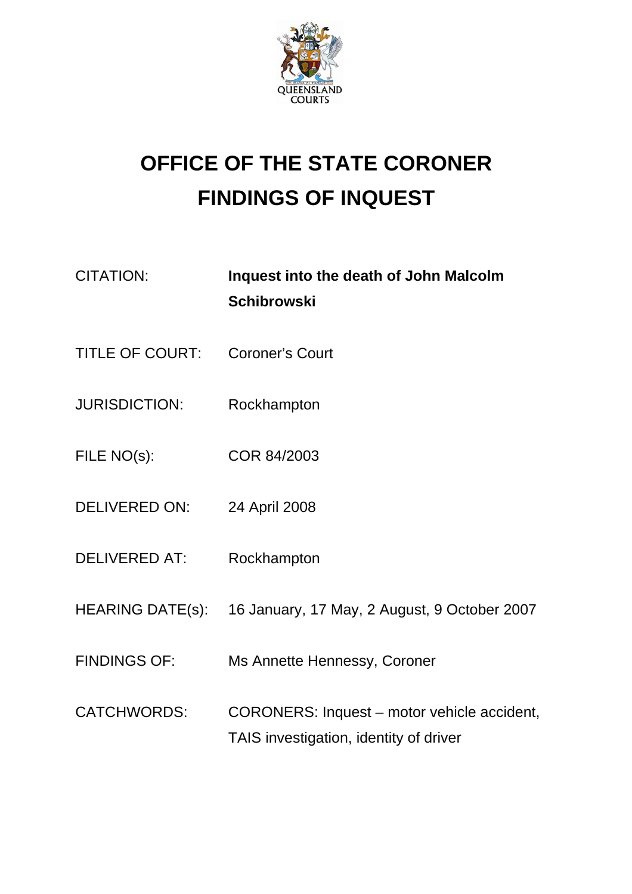QUEENSLAND COURTS

# OFFICE OF THE STATE CORONER
# FINDINGS OF INQUEST

| | |
|---|---|
| CITATION: | **Inquest into the death of John Malcolm Schibrowski** |
| TITLE OF COURT: | Coroner's Court |
| JURISDICTION: | Rockhampton |
| FILE NO(s): | COR 84/2003 |
| DELIVERED ON: | 24 April 2008 |
| DELIVERED AT: | Rockhampton |
| HEARING DATE(s): | 16 January, 17 May, 2 August, 9 October 2007 |
| FINDINGS OF: | Ms Annette Hennessy, Coroner |
| CATCHWORDS: | CORONERS: Inquest – motor vehicle accident, TAIS investigation, identity of driver |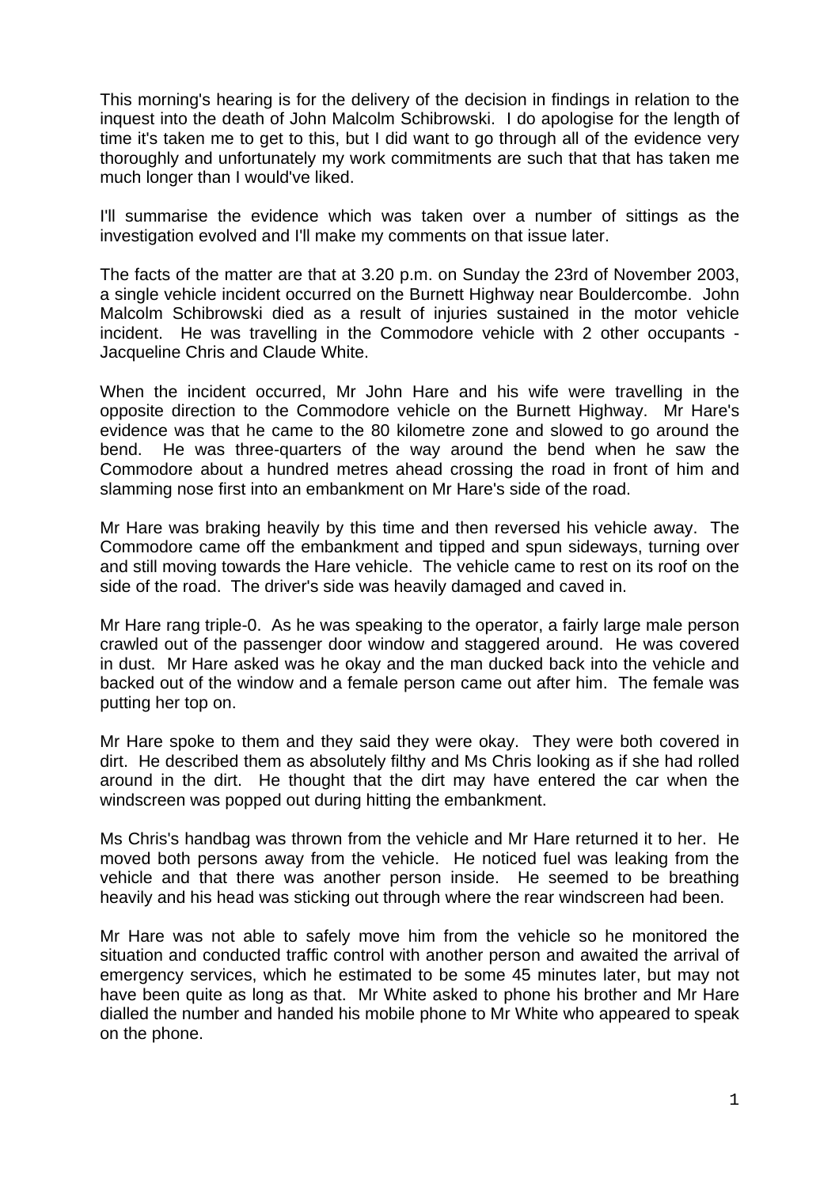This morning's hearing is for the delivery of the decision in findings in relation to the inquest into the death of John Malcolm Schibrowski. I do apologise for the length of time it's taken me to get to this, but I did want to go through all of the evidence very thoroughly and unfortunately my work commitments are such that that has taken me much longer than I would've liked.

I'll summarise the evidence which was taken over a number of sittings as the investigation evolved and I'll make my comments on that issue later.

The facts of the matter are that at 3.20 p.m. on Sunday the 23rd of November 2003, a single vehicle incident occurred on the Burnett Highway near Bouldercombe. John Malcolm Schibrowski died as a result of injuries sustained in the motor vehicle incident. He was travelling in the Commodore vehicle with 2 other occupants - Jacqueline Chris and Claude White.

When the incident occurred, Mr John Hare and his wife were travelling in the opposite direction to the Commodore vehicle on the Burnett Highway. Mr Hare's evidence was that he came to the 80 kilometre zone and slowed to go around the bend. He was three-quarters of the way around the bend when he saw the Commodore about a hundred metres ahead crossing the road in front of him and slamming nose first into an embankment on Mr Hare's side of the road.

Mr Hare was braking heavily by this time and then reversed his vehicle away. The Commodore came off the embankment and tipped and spun sideways, turning over and still moving towards the Hare vehicle. The vehicle came to rest on its roof on the side of the road. The driver's side was heavily damaged and caved in.

Mr Hare rang triple-0. As he was speaking to the operator, a fairly large male person crawled out of the passenger door window and staggered around. He was covered in dust. Mr Hare asked was he okay and the man ducked back into the vehicle and backed out of the window and a female person came out after him. The female was putting her top on.

Mr Hare spoke to them and they said they were okay. They were both covered in dirt. He described them as absolutely filthy and Ms Chris looking as if she had rolled around in the dirt. He thought that the dirt may have entered the car when the windscreen was popped out during hitting the embankment.

Ms Chris's handbag was thrown from the vehicle and Mr Hare returned it to her. He moved both persons away from the vehicle. He noticed fuel was leaking from the vehicle and that there was another person inside. He seemed to be breathing heavily and his head was sticking out through where the rear windscreen had been.

Mr Hare was not able to safely move him from the vehicle so he monitored the situation and conducted traffic control with another person and awaited the arrival of emergency services, which he estimated to be some 45 minutes later, but may not have been quite as long as that. Mr White asked to phone his brother and Mr Hare dialled the number and handed his mobile phone to Mr White who appeared to speak on the phone.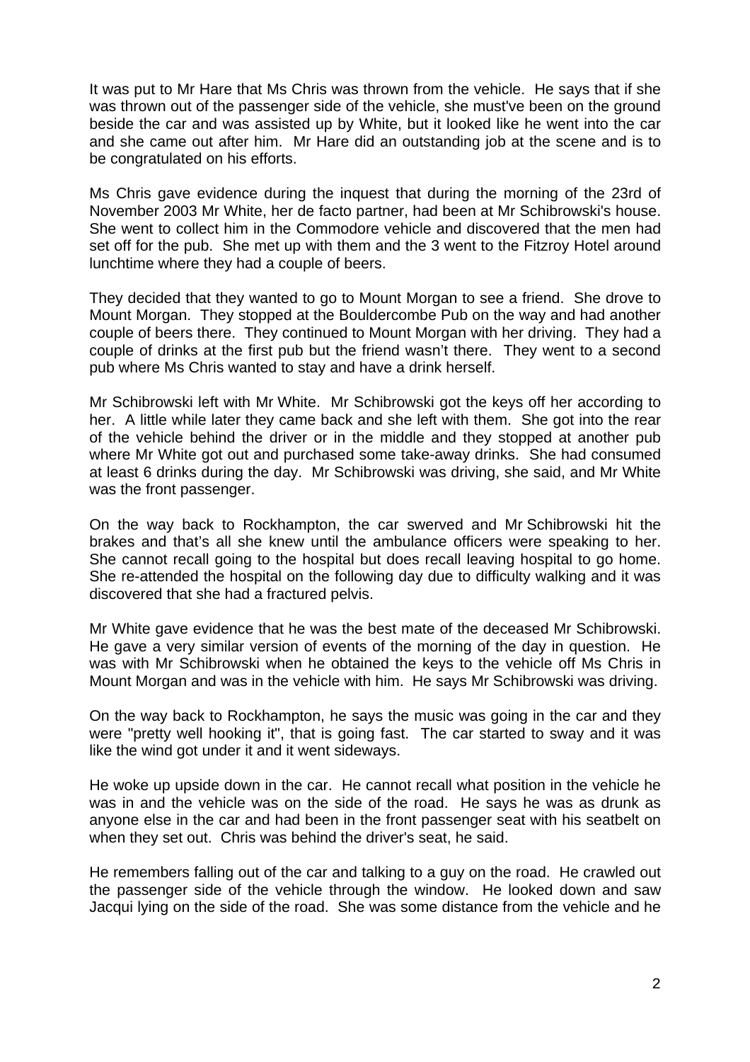It was put to Mr Hare that Ms Chris was thrown from the vehicle. He says that if she was thrown out of the passenger side of the vehicle, she must've been on the ground beside the car and was assisted up by White, but it looked like he went into the car and she came out after him. Mr Hare did an outstanding job at the scene and is to be congratulated on his efforts.

Ms Chris gave evidence during the inquest that during the morning of the 23rd of November 2003 Mr White, her de facto partner, had been at Mr Schibrowski's house. She went to collect him in the Commodore vehicle and discovered that the men had set off for the pub. She met up with them and the 3 went to the Fitzroy Hotel around lunchtime where they had a couple of beers.

They decided that they wanted to go to Mount Morgan to see a friend. She drove to Mount Morgan. They stopped at the Bouldercombe Pub on the way and had another couple of beers there. They continued to Mount Morgan with her driving. They had a couple of drinks at the first pub but the friend wasn't there. They went to a second pub where Ms Chris wanted to stay and have a drink herself.

Mr Schibrowski left with Mr White. Mr Schibrowski got the keys off her according to her. A little while later they came back and she left with them. She got into the rear of the vehicle behind the driver or in the middle and they stopped at another pub where Mr White got out and purchased some take-away drinks. She had consumed at least 6 drinks during the day. Mr Schibrowski was driving, she said, and Mr White was the front passenger.

On the way back to Rockhampton, the car swerved and Mr Schibrowski hit the brakes and that's all she knew until the ambulance officers were speaking to her. She cannot recall going to the hospital but does recall leaving hospital to go home. She re-attended the hospital on the following day due to difficulty walking and it was discovered that she had a fractured pelvis.

Mr White gave evidence that he was the best mate of the deceased Mr Schibrowski. He gave a very similar version of events of the morning of the day in question. He was with Mr Schibrowski when he obtained the keys to the vehicle off Ms Chris in Mount Morgan and was in the vehicle with him. He says Mr Schibrowski was driving.

On the way back to Rockhampton, he says the music was going in the car and they were "pretty well hooking it", that is going fast. The car started to sway and it was like the wind got under it and it went sideways.

He woke up upside down in the car. He cannot recall what position in the vehicle he was in and the vehicle was on the side of the road. He says he was as drunk as anyone else in the car and had been in the front passenger seat with his seatbelt on when they set out. Chris was behind the driver's seat, he said.

He remembers falling out of the car and talking to a guy on the road. He crawled out the passenger side of the vehicle through the window. He looked down and saw Jacqui lying on the side of the road. She was some distance from the vehicle and he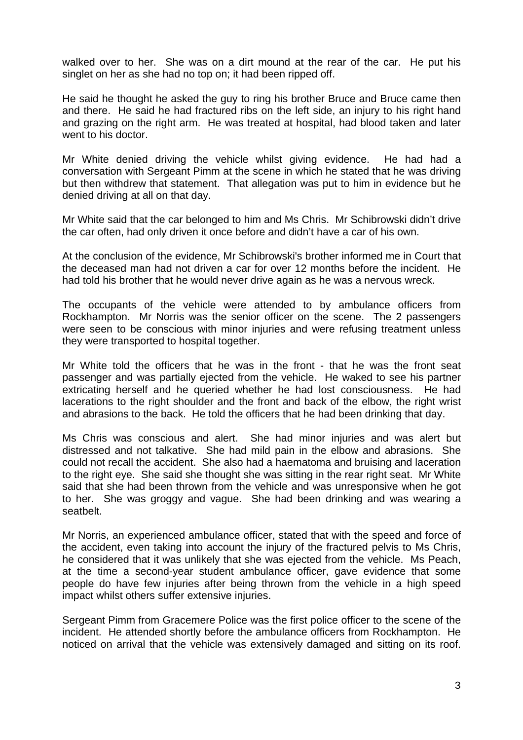walked over to her. She was on a dirt mound at the rear of the car. He put his singlet on her as she had no top on; it had been ripped off.

He said he thought he asked the guy to ring his brother Bruce and Bruce came then and there. He said he had fractured ribs on the left side, an injury to his right hand and grazing on the right arm. He was treated at hospital, had blood taken and later went to his doctor.

Mr White denied driving the vehicle whilst giving evidence. He had had a conversation with Sergeant Pimm at the scene in which he stated that he was driving but then withdrew that statement. That allegation was put to him in evidence but he denied driving at all on that day.

Mr White said that the car belonged to him and Ms Chris. Mr Schibrowski didn't drive the car often, had only driven it once before and didn't have a car of his own.

At the conclusion of the evidence, Mr Schibrowski's brother informed me in Court that the deceased man had not driven a car for over 12 months before the incident. He had told his brother that he would never drive again as he was a nervous wreck.

The occupants of the vehicle were attended to by ambulance officers from Rockhampton. Mr Norris was the senior officer on the scene. The 2 passengers were seen to be conscious with minor injuries and were refusing treatment unless they were transported to hospital together.

Mr White told the officers that he was in the front - that he was the front seat passenger and was partially ejected from the vehicle. He waked to see his partner extricating herself and he queried whether he had lost consciousness. He had lacerations to the right shoulder and the front and back of the elbow, the right wrist and abrasions to the back. He told the officers that he had been drinking that day.

Ms Chris was conscious and alert. She had minor injuries and was alert but distressed and not talkative. She had mild pain in the elbow and abrasions. She could not recall the accident. She also had a haematoma and bruising and laceration to the right eye. She said she thought she was sitting in the rear right seat. Mr White said that she had been thrown from the vehicle and was unresponsive when he got to her. She was groggy and vague. She had been drinking and was wearing a seatbelt.

Mr Norris, an experienced ambulance officer, stated that with the speed and force of the accident, even taking into account the injury of the fractured pelvis to Ms Chris, he considered that it was unlikely that she was ejected from the vehicle. Ms Peach, at the time a second-year student ambulance officer, gave evidence that some people do have few injuries after being thrown from the vehicle in a high speed impact whilst others suffer extensive injuries.

Sergeant Pimm from Gracemere Police was the first police officer to the scene of the incident. He attended shortly before the ambulance officers from Rockhampton. He noticed on arrival that the vehicle was extensively damaged and sitting on its roof.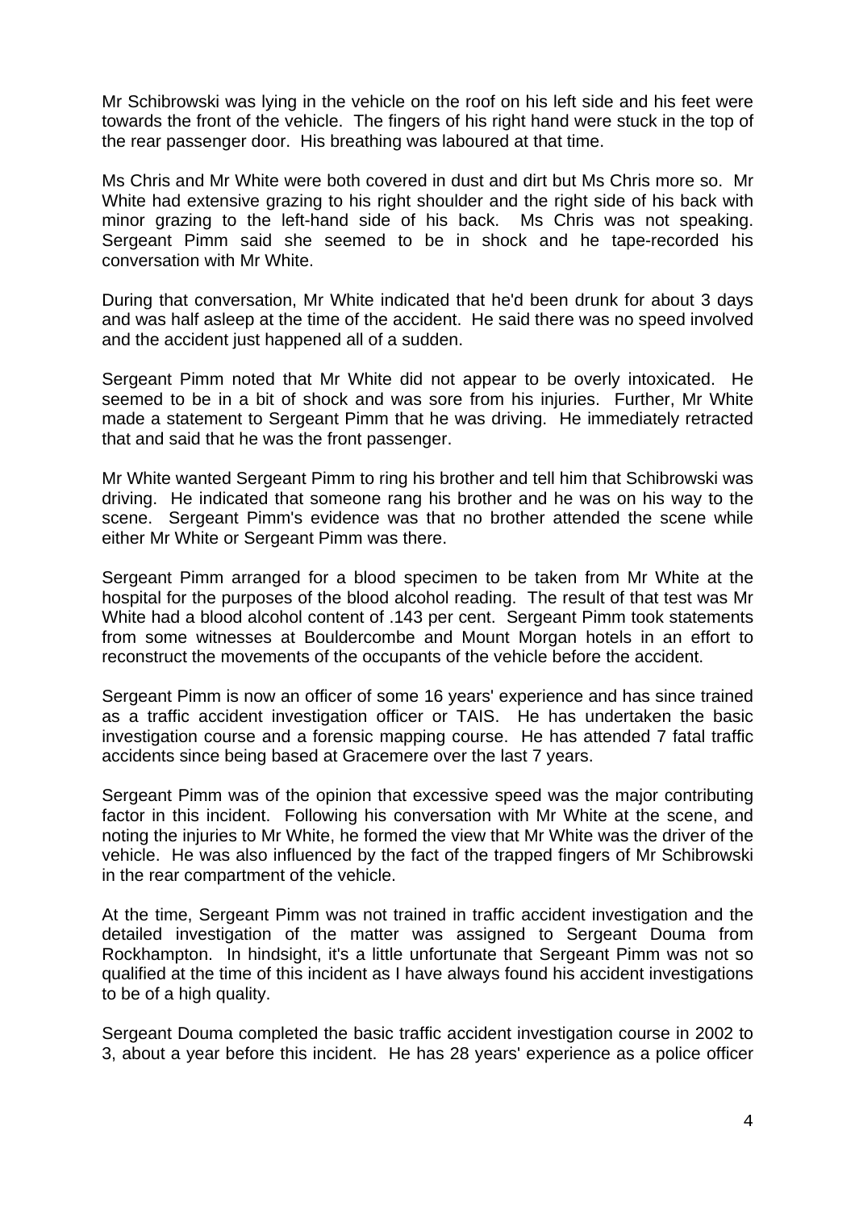Mr Schibrowski was lying in the vehicle on the roof on his left side and his feet were towards the front of the vehicle. The fingers of his right hand were stuck in the top of the rear passenger door. His breathing was laboured at that time.

Ms Chris and Mr White were both covered in dust and dirt but Ms Chris more so. Mr White had extensive grazing to his right shoulder and the right side of his back with minor grazing to the left-hand side of his back. Ms Chris was not speaking. Sergeant Pimm said she seemed to be in shock and he tape-recorded his conversation with Mr White.

During that conversation, Mr White indicated that he'd been drunk for about 3 days and was half asleep at the time of the accident. He said there was no speed involved and the accident just happened all of a sudden.

Sergeant Pimm noted that Mr White did not appear to be overly intoxicated. He seemed to be in a bit of shock and was sore from his injuries. Further, Mr White made a statement to Sergeant Pimm that he was driving. He immediately retracted that and said that he was the front passenger.

Mr White wanted Sergeant Pimm to ring his brother and tell him that Schibrowski was driving. He indicated that someone rang his brother and he was on his way to the scene. Sergeant Pimm's evidence was that no brother attended the scene while either Mr White or Sergeant Pimm was there.

Sergeant Pimm arranged for a blood specimen to be taken from Mr White at the hospital for the purposes of the blood alcohol reading. The result of that test was Mr White had a blood alcohol content of .143 per cent. Sergeant Pimm took statements from some witnesses at Bouldercombe and Mount Morgan hotels in an effort to reconstruct the movements of the occupants of the vehicle before the accident.

Sergeant Pimm is now an officer of some 16 years' experience and has since trained as a traffic accident investigation officer or TAIS. He has undertaken the basic investigation course and a forensic mapping course. He has attended 7 fatal traffic accidents since being based at Gracemere over the last 7 years.

Sergeant Pimm was of the opinion that excessive speed was the major contributing factor in this incident. Following his conversation with Mr White at the scene, and noting the injuries to Mr White, he formed the view that Mr White was the driver of the vehicle. He was also influenced by the fact of the trapped fingers of Mr Schibrowski in the rear compartment of the vehicle.

At the time, Sergeant Pimm was not trained in traffic accident investigation and the detailed investigation of the matter was assigned to Sergeant Douma from Rockhampton. In hindsight, it's a little unfortunate that Sergeant Pimm was not so qualified at the time of this incident as I have always found his accident investigations to be of a high quality.

Sergeant Douma completed the basic traffic accident investigation course in 2002 to 3, about a year before this incident. He has 28 years' experience as a police officer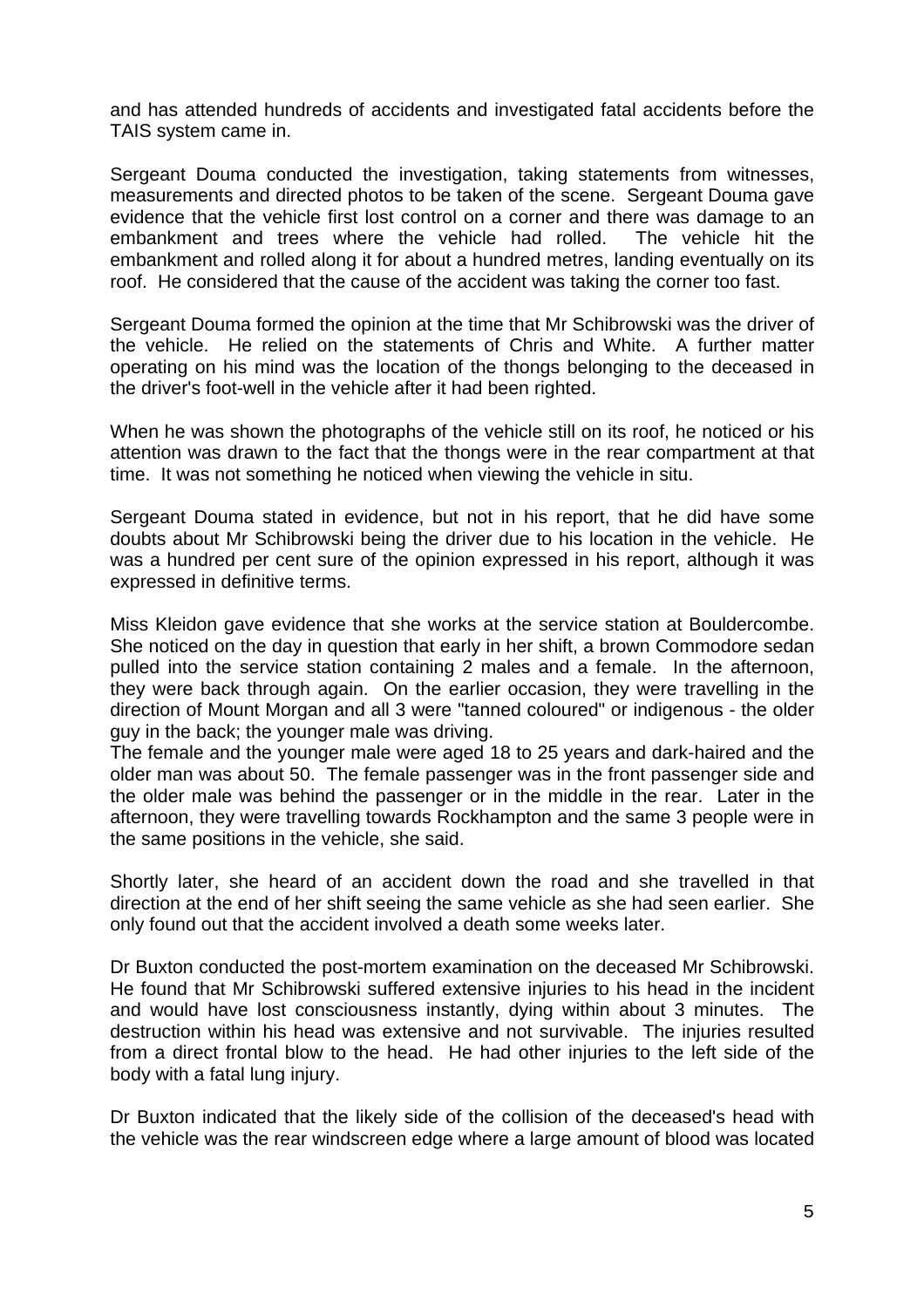and has attended hundreds of accidents and investigated fatal accidents before the TAIS system came in.

Sergeant Douma conducted the investigation, taking statements from witnesses, measurements and directed photos to be taken of the scene. Sergeant Douma gave evidence that the vehicle first lost control on a corner and there was damage to an embankment and trees where the vehicle had rolled. The vehicle hit the embankment and rolled along it for about a hundred metres, landing eventually on its roof. He considered that the cause of the accident was taking the corner too fast.

Sergeant Douma formed the opinion at the time that Mr Schibrowski was the driver of the vehicle. He relied on the statements of Chris and White. A further matter operating on his mind was the location of the thongs belonging to the deceased in the driver's foot-well in the vehicle after it had been righted.

When he was shown the photographs of the vehicle still on its roof, he noticed or his attention was drawn to the fact that the thongs were in the rear compartment at that time. It was not something he noticed when viewing the vehicle in situ.

Sergeant Douma stated in evidence, but not in his report, that he did have some doubts about Mr Schibrowski being the driver due to his location in the vehicle. He was a hundred per cent sure of the opinion expressed in his report, although it was expressed in definitive terms.

Miss Kleidon gave evidence that she works at the service station at Bouldercombe. She noticed on the day in question that early in her shift, a brown Commodore sedan pulled into the service station containing 2 males and a female. In the afternoon, they were back through again. On the earlier occasion, they were travelling in the direction of Mount Morgan and all 3 were "tanned coloured" or indigenous - the older guy in the back; the younger male was driving.

The female and the younger male were aged 18 to 25 years and dark-haired and the older man was about 50. The female passenger was in the front passenger side and the older male was behind the passenger or in the middle in the rear. Later in the afternoon, they were travelling towards Rockhampton and the same 3 people were in the same positions in the vehicle, she said.

Shortly later, she heard of an accident down the road and she travelled in that direction at the end of her shift seeing the same vehicle as she had seen earlier. She only found out that the accident involved a death some weeks later.

Dr Buxton conducted the post-mortem examination on the deceased Mr Schibrowski. He found that Mr Schibrowski suffered extensive injuries to his head in the incident and would have lost consciousness instantly, dying within about 3 minutes. The destruction within his head was extensive and not survivable. The injuries resulted from a direct frontal blow to the head. He had other injuries to the left side of the body with a fatal lung injury.

Dr Buxton indicated that the likely side of the collision of the deceased's head with the vehicle was the rear windscreen edge where a large amount of blood was located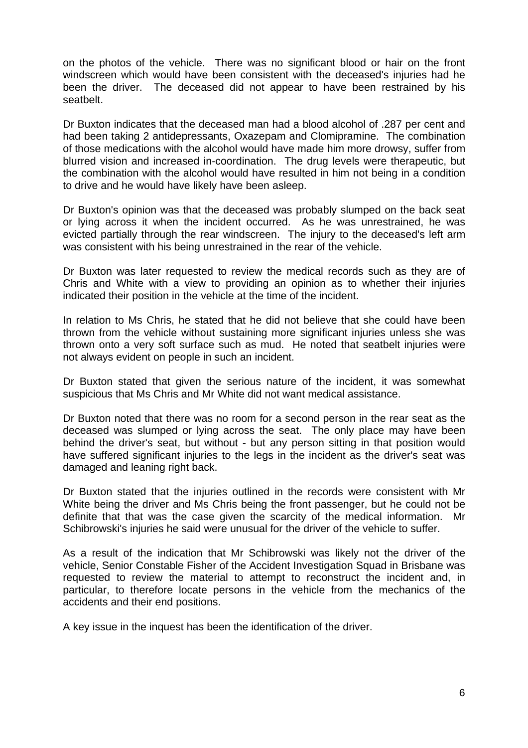on the photos of the vehicle. There was no significant blood or hair on the front windscreen which would have been consistent with the deceased's injuries had he been the driver. The deceased did not appear to have been restrained by his seatbelt.

Dr Buxton indicates that the deceased man had a blood alcohol of .287 per cent and had been taking 2 antidepressants, Oxazepam and Clomipramine. The combination of those medications with the alcohol would have made him more drowsy, suffer from blurred vision and increased in-coordination. The drug levels were therapeutic, but the combination with the alcohol would have resulted in him not being in a condition to drive and he would have likely have been asleep.

Dr Buxton's opinion was that the deceased was probably slumped on the back seat or lying across it when the incident occurred. As he was unrestrained, he was evicted partially through the rear windscreen. The injury to the deceased's left arm was consistent with his being unrestrained in the rear of the vehicle.

Dr Buxton was later requested to review the medical records such as they are of Chris and White with a view to providing an opinion as to whether their injuries indicated their position in the vehicle at the time of the incident.

In relation to Ms Chris, he stated that he did not believe that she could have been thrown from the vehicle without sustaining more significant injuries unless she was thrown onto a very soft surface such as mud. He noted that seatbelt injuries were not always evident on people in such an incident.

Dr Buxton stated that given the serious nature of the incident, it was somewhat suspicious that Ms Chris and Mr White did not want medical assistance.

Dr Buxton noted that there was no room for a second person in the rear seat as the deceased was slumped or lying across the seat. The only place may have been behind the driver's seat, but without - but any person sitting in that position would have suffered significant injuries to the legs in the incident as the driver's seat was damaged and leaning right back.

Dr Buxton stated that the injuries outlined in the records were consistent with Mr White being the driver and Ms Chris being the front passenger, but he could not be definite that that was the case given the scarcity of the medical information. Mr Schibrowski's injuries he said were unusual for the driver of the vehicle to suffer.

As a result of the indication that Mr Schibrowski was likely not the driver of the vehicle, Senior Constable Fisher of the Accident Investigation Squad in Brisbane was requested to review the material to attempt to reconstruct the incident and, in particular, to therefore locate persons in the vehicle from the mechanics of the accidents and their end positions.

A key issue in the inquest has been the identification of the driver.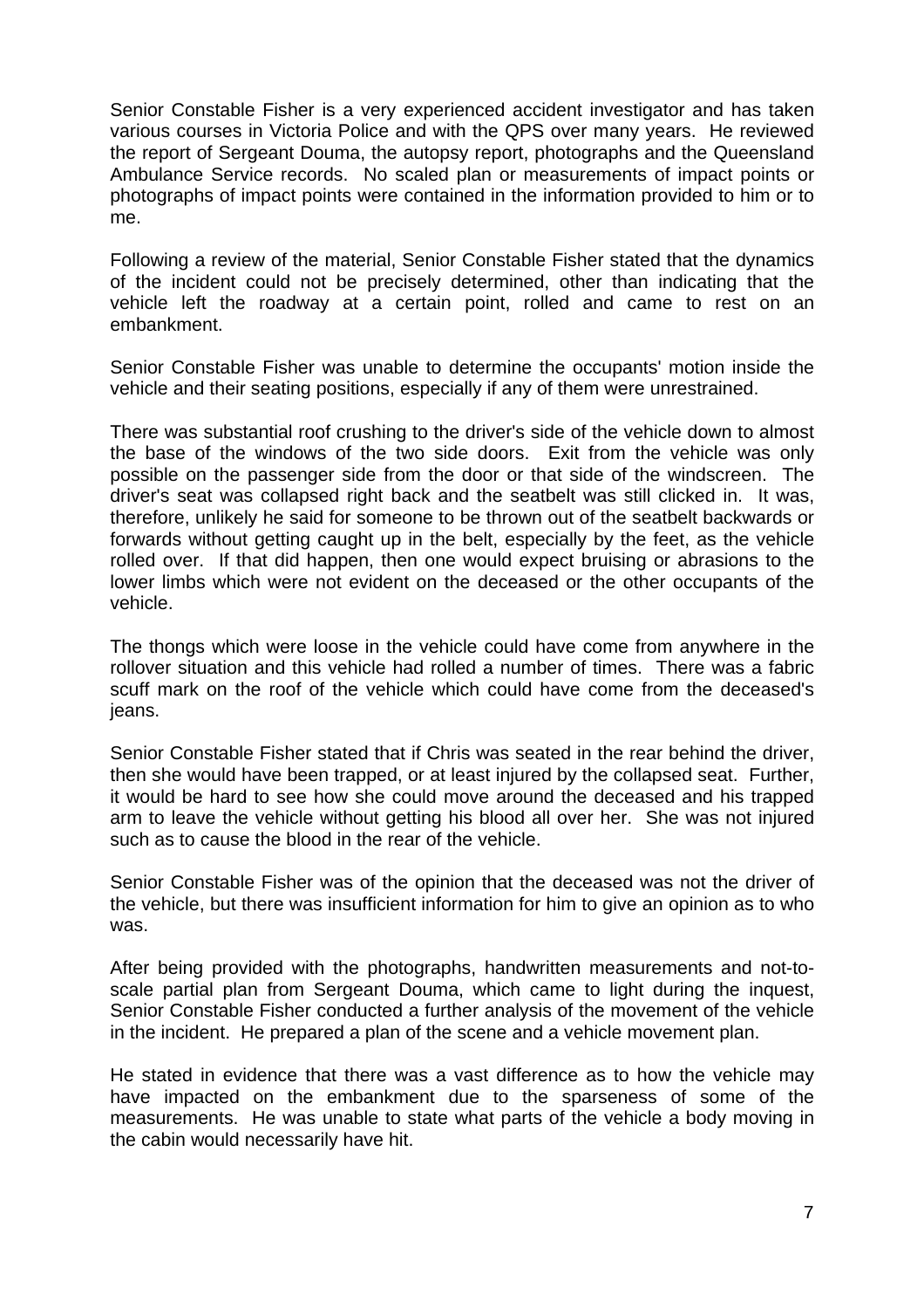Senior Constable Fisher is a very experienced accident investigator and has taken various courses in Victoria Police and with the QPS over many years. He reviewed the report of Sergeant Douma, the autopsy report, photographs and the Queensland Ambulance Service records. No scaled plan or measurements of impact points or photographs of impact points were contained in the information provided to him or to me.

Following a review of the material, Senior Constable Fisher stated that the dynamics of the incident could not be precisely determined, other than indicating that the vehicle left the roadway at a certain point, rolled and came to rest on an embankment.

Senior Constable Fisher was unable to determine the occupants' motion inside the vehicle and their seating positions, especially if any of them were unrestrained.

There was substantial roof crushing to the driver's side of the vehicle down to almost the base of the windows of the two side doors. Exit from the vehicle was only possible on the passenger side from the door or that side of the windscreen. The driver's seat was collapsed right back and the seatbelt was still clicked in. It was, therefore, unlikely he said for someone to be thrown out of the seatbelt backwards or forwards without getting caught up in the belt, especially by the feet, as the vehicle rolled over. If that did happen, then one would expect bruising or abrasions to the lower limbs which were not evident on the deceased or the other occupants of the vehicle.

The thongs which were loose in the vehicle could have come from anywhere in the rollover situation and this vehicle had rolled a number of times. There was a fabric scuff mark on the roof of the vehicle which could have come from the deceased's jeans.

Senior Constable Fisher stated that if Chris was seated in the rear behind the driver, then she would have been trapped, or at least injured by the collapsed seat. Further, it would be hard to see how she could move around the deceased and his trapped arm to leave the vehicle without getting his blood all over her. She was not injured such as to cause the blood in the rear of the vehicle.

Senior Constable Fisher was of the opinion that the deceased was not the driver of the vehicle, but there was insufficient information for him to give an opinion as to who was.

After being provided with the photographs, handwritten measurements and not-to-scale partial plan from Sergeant Douma, which came to light during the inquest, Senior Constable Fisher conducted a further analysis of the movement of the vehicle in the incident. He prepared a plan of the scene and a vehicle movement plan.

He stated in evidence that there was a vast difference as to how the vehicle may have impacted on the embankment due to the sparseness of some of the measurements. He was unable to state what parts of the vehicle a body moving in the cabin would necessarily have hit.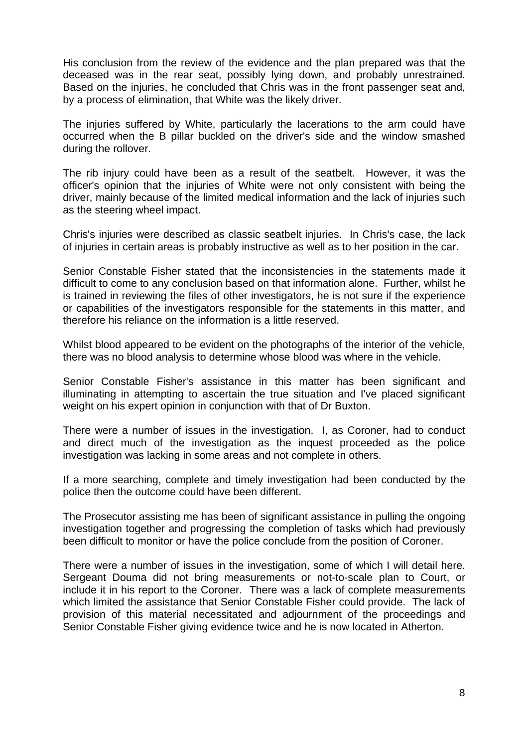His conclusion from the review of the evidence and the plan prepared was that the deceased was in the rear seat, possibly lying down, and probably unrestrained. Based on the injuries, he concluded that Chris was in the front passenger seat and, by a process of elimination, that White was the likely driver.

The injuries suffered by White, particularly the lacerations to the arm could have occurred when the B pillar buckled on the driver's side and the window smashed during the rollover.

The rib injury could have been as a result of the seatbelt. However, it was the officer's opinion that the injuries of White were not only consistent with being the driver, mainly because of the limited medical information and the lack of injuries such as the steering wheel impact.

Chris's injuries were described as classic seatbelt injuries. In Chris's case, the lack of injuries in certain areas is probably instructive as well as to her position in the car.

Senior Constable Fisher stated that the inconsistencies in the statements made it difficult to come to any conclusion based on that information alone. Further, whilst he is trained in reviewing the files of other investigators, he is not sure if the experience or capabilities of the investigators responsible for the statements in this matter, and therefore his reliance on the information is a little reserved.

Whilst blood appeared to be evident on the photographs of the interior of the vehicle, there was no blood analysis to determine whose blood was where in the vehicle.

Senior Constable Fisher's assistance in this matter has been significant and illuminating in attempting to ascertain the true situation and I've placed significant weight on his expert opinion in conjunction with that of Dr Buxton.

There were a number of issues in the investigation. I, as Coroner, had to conduct and direct much of the investigation as the inquest proceeded as the police investigation was lacking in some areas and not complete in others.

If a more searching, complete and timely investigation had been conducted by the police then the outcome could have been different.

The Prosecutor assisting me has been of significant assistance in pulling the ongoing investigation together and progressing the completion of tasks which had previously been difficult to monitor or have the police conclude from the position of Coroner.

There were a number of issues in the investigation, some of which I will detail here. Sergeant Douma did not bring measurements or not-to-scale plan to Court, or include it in his report to the Coroner. There was a lack of complete measurements which limited the assistance that Senior Constable Fisher could provide. The lack of provision of this material necessitated and adjournment of the proceedings and Senior Constable Fisher giving evidence twice and he is now located in Atherton.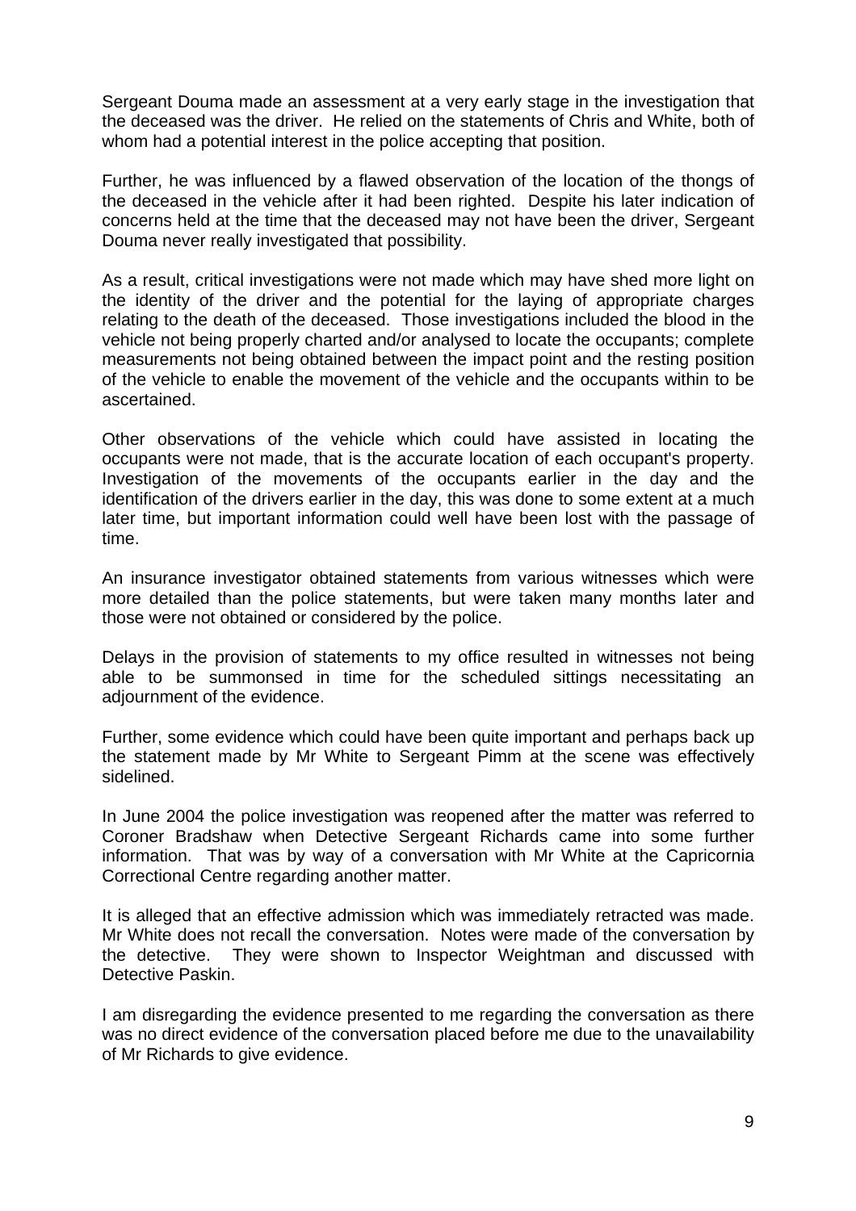Sergeant Douma made an assessment at a very early stage in the investigation that the deceased was the driver. He relied on the statements of Chris and White, both of whom had a potential interest in the police accepting that position.

Further, he was influenced by a flawed observation of the location of the thongs of the deceased in the vehicle after it had been righted. Despite his later indication of concerns held at the time that the deceased may not have been the driver, Sergeant Douma never really investigated that possibility.

As a result, critical investigations were not made which may have shed more light on the identity of the driver and the potential for the laying of appropriate charges relating to the death of the deceased. Those investigations included the blood in the vehicle not being properly charted and/or analysed to locate the occupants; complete measurements not being obtained between the impact point and the resting position of the vehicle to enable the movement of the vehicle and the occupants within to be ascertained.

Other observations of the vehicle which could have assisted in locating the occupants were not made, that is the accurate location of each occupant's property. Investigation of the movements of the occupants earlier in the day and the identification of the drivers earlier in the day, this was done to some extent at a much later time, but important information could well have been lost with the passage of time.

An insurance investigator obtained statements from various witnesses which were more detailed than the police statements, but were taken many months later and those were not obtained or considered by the police.

Delays in the provision of statements to my office resulted in witnesses not being able to be summonsed in time for the scheduled sittings necessitating an adjournment of the evidence.

Further, some evidence which could have been quite important and perhaps back up the statement made by Mr White to Sergeant Pimm at the scene was effectively sidelined.

In June 2004 the police investigation was reopened after the matter was referred to Coroner Bradshaw when Detective Sergeant Richards came into some further information. That was by way of a conversation with Mr White at the Capricornia Correctional Centre regarding another matter.

It is alleged that an effective admission which was immediately retracted was made. Mr White does not recall the conversation. Notes were made of the conversation by the detective. They were shown to Inspector Weightman and discussed with Detective Paskin.

I am disregarding the evidence presented to me regarding the conversation as there was no direct evidence of the conversation placed before me due to the unavailability of Mr Richards to give evidence.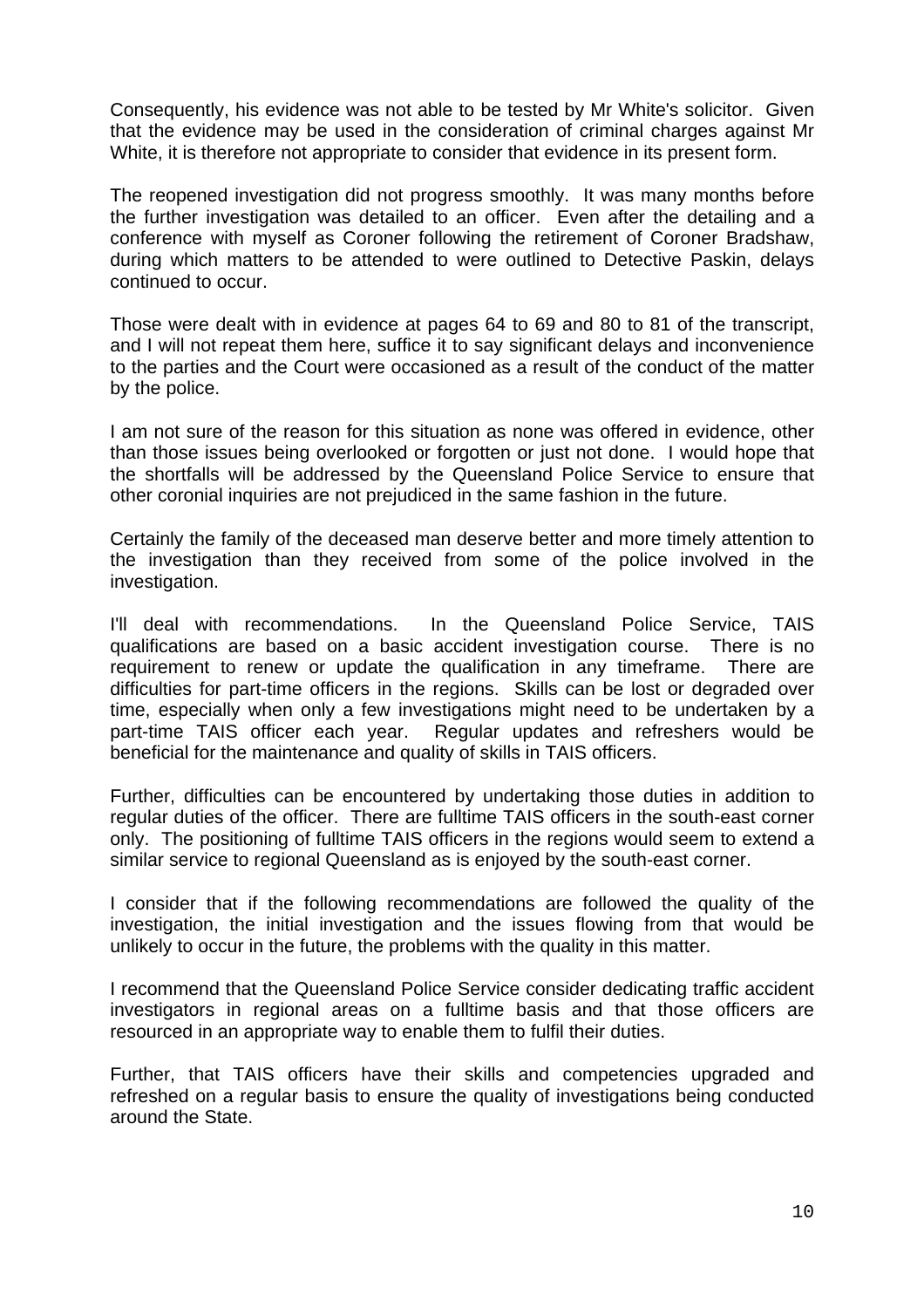Consequently, his evidence was not able to be tested by Mr White's solicitor. Given that the evidence may be used in the consideration of criminal charges against Mr White, it is therefore not appropriate to consider that evidence in its present form.

The reopened investigation did not progress smoothly. It was many months before the further investigation was detailed to an officer. Even after the detailing and a conference with myself as Coroner following the retirement of Coroner Bradshaw, during which matters to be attended to were outlined to Detective Paskin, delays continued to occur.

Those were dealt with in evidence at pages 64 to 69 and 80 to 81 of the transcript, and I will not repeat them here, suffice it to say significant delays and inconvenience to the parties and the Court were occasioned as a result of the conduct of the matter by the police.

I am not sure of the reason for this situation as none was offered in evidence, other than those issues being overlooked or forgotten or just not done. I would hope that the shortfalls will be addressed by the Queensland Police Service to ensure that other coronial inquiries are not prejudiced in the same fashion in the future.

Certainly the family of the deceased man deserve better and more timely attention to the investigation than they received from some of the police involved in the investigation.

I'll deal with recommendations. In the Queensland Police Service, TAIS qualifications are based on a basic accident investigation course. There is no requirement to renew or update the qualification in any timeframe. There are difficulties for part-time officers in the regions. Skills can be lost or degraded over time, especially when only a few investigations might need to be undertaken by a part-time TAIS officer each year. Regular updates and refreshers would be beneficial for the maintenance and quality of skills in TAIS officers.

Further, difficulties can be encountered by undertaking those duties in addition to regular duties of the officer. There are fulltime TAIS officers in the south-east corner only. The positioning of fulltime TAIS officers in the regions would seem to extend a similar service to regional Queensland as is enjoyed by the south-east corner.

I consider that if the following recommendations are followed the quality of the investigation, the initial investigation and the issues flowing from that would be unlikely to occur in the future, the problems with the quality in this matter.

I recommend that the Queensland Police Service consider dedicating traffic accident investigators in regional areas on a fulltime basis and that those officers are resourced in an appropriate way to enable them to fulfil their duties.

Further, that TAIS officers have their skills and competencies upgraded and refreshed on a regular basis to ensure the quality of investigations being conducted around the State.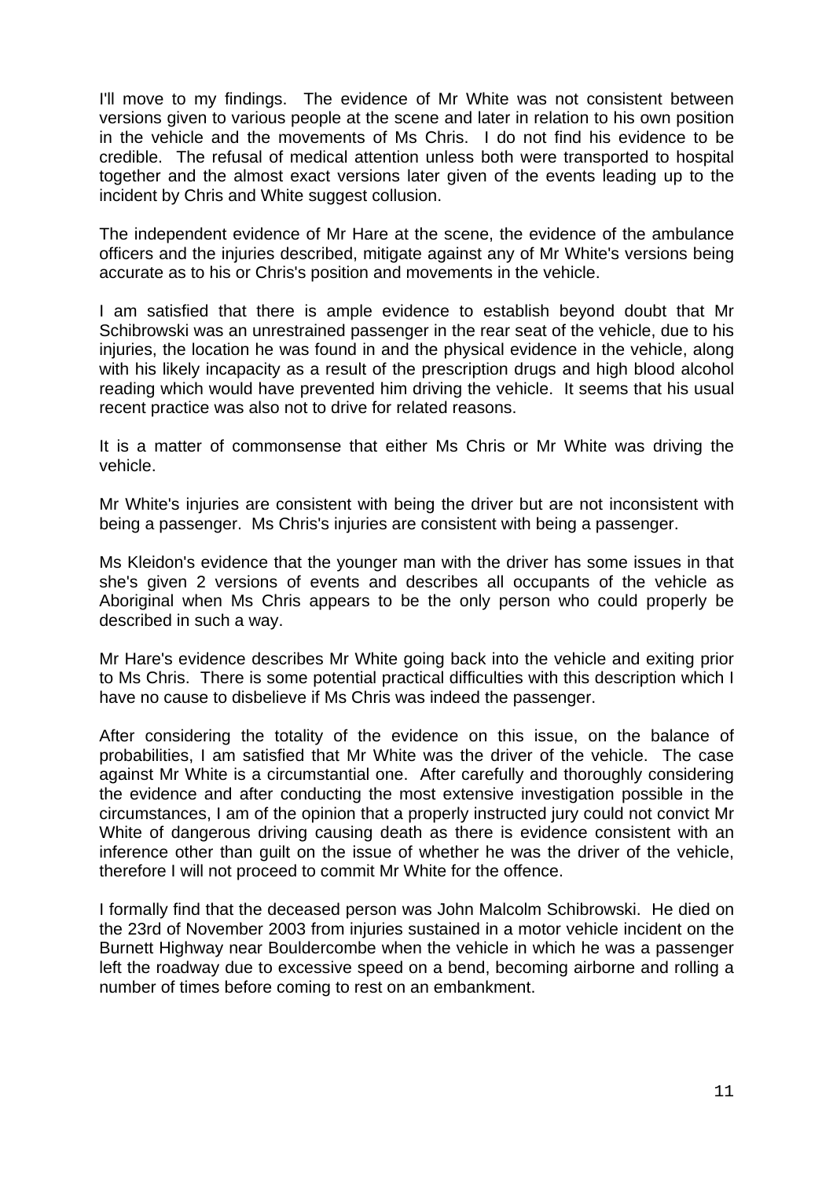I'll move to my findings. The evidence of Mr White was not consistent between versions given to various people at the scene and later in relation to his own position in the vehicle and the movements of Ms Chris. I do not find his evidence to be credible. The refusal of medical attention unless both were transported to hospital together and the almost exact versions later given of the events leading up to the incident by Chris and White suggest collusion.

The independent evidence of Mr Hare at the scene, the evidence of the ambulance officers and the injuries described, mitigate against any of Mr White's versions being accurate as to his or Chris's position and movements in the vehicle.

I am satisfied that there is ample evidence to establish beyond doubt that Mr Schibrowski was an unrestrained passenger in the rear seat of the vehicle, due to his injuries, the location he was found in and the physical evidence in the vehicle, along with his likely incapacity as a result of the prescription drugs and high blood alcohol reading which would have prevented him driving the vehicle. It seems that his usual recent practice was also not to drive for related reasons.

It is a matter of commonsense that either Ms Chris or Mr White was driving the vehicle.

Mr White's injuries are consistent with being the driver but are not inconsistent with being a passenger. Ms Chris's injuries are consistent with being a passenger.

Ms Kleidon's evidence that the younger man with the driver has some issues in that she's given 2 versions of events and describes all occupants of the vehicle as Aboriginal when Ms Chris appears to be the only person who could properly be described in such a way.

Mr Hare's evidence describes Mr White going back into the vehicle and exiting prior to Ms Chris. There is some potential practical difficulties with this description which I have no cause to disbelieve if Ms Chris was indeed the passenger.

After considering the totality of the evidence on this issue, on the balance of probabilities, I am satisfied that Mr White was the driver of the vehicle. The case against Mr White is a circumstantial one. After carefully and thoroughly considering the evidence and after conducting the most extensive investigation possible in the circumstances, I am of the opinion that a properly instructed jury could not convict Mr White of dangerous driving causing death as there is evidence consistent with an inference other than guilt on the issue of whether he was the driver of the vehicle, therefore I will not proceed to commit Mr White for the offence.

I formally find that the deceased person was John Malcolm Schibrowski. He died on the 23rd of November 2003 from injuries sustained in a motor vehicle incident on the Burnett Highway near Bouldercombe when the vehicle in which he was a passenger left the roadway due to excessive speed on a bend, becoming airborne and rolling a number of times before coming to rest on an embankment.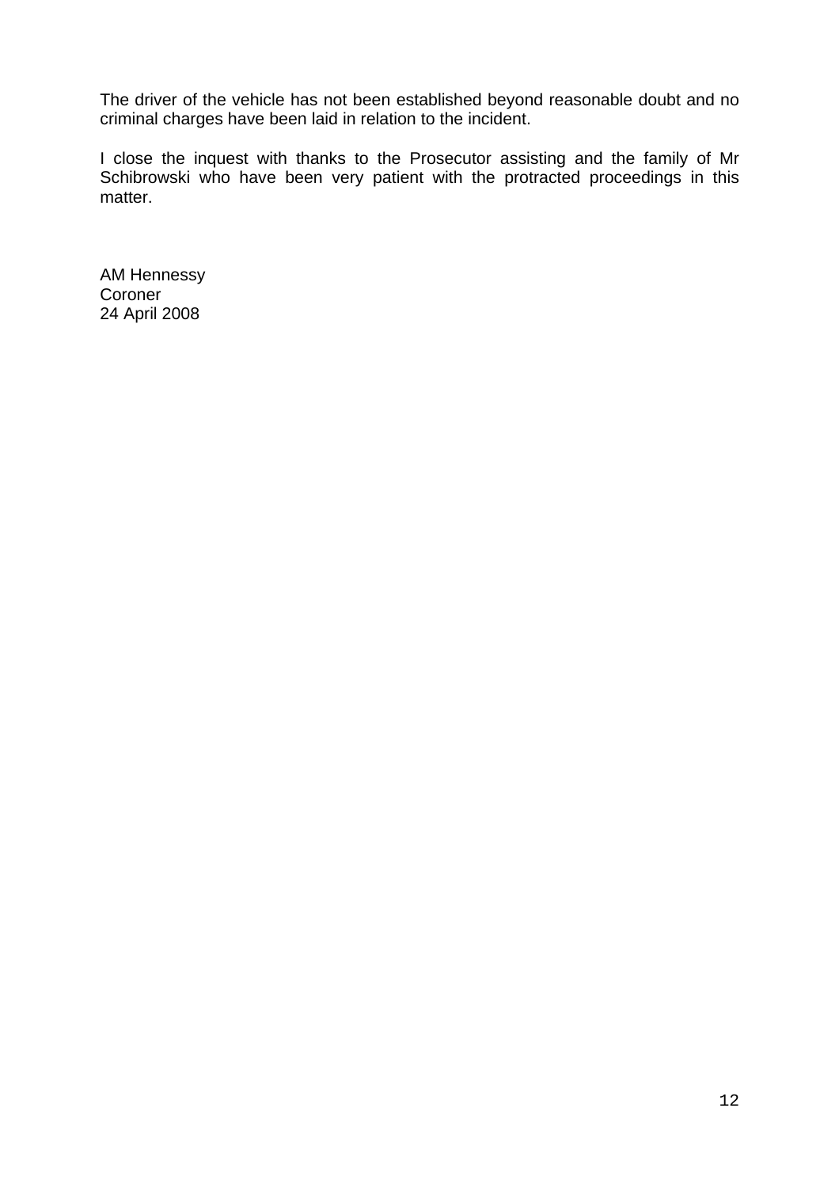The driver of the vehicle has not been established beyond reasonable doubt and no criminal charges have been laid in relation to the incident.

I close the inquest with thanks to the Prosecutor assisting and the family of Mr Schibrowski who have been very patient with the protracted proceedings in this matter.

AM Hennessy  
Coroner  
24 April 2008